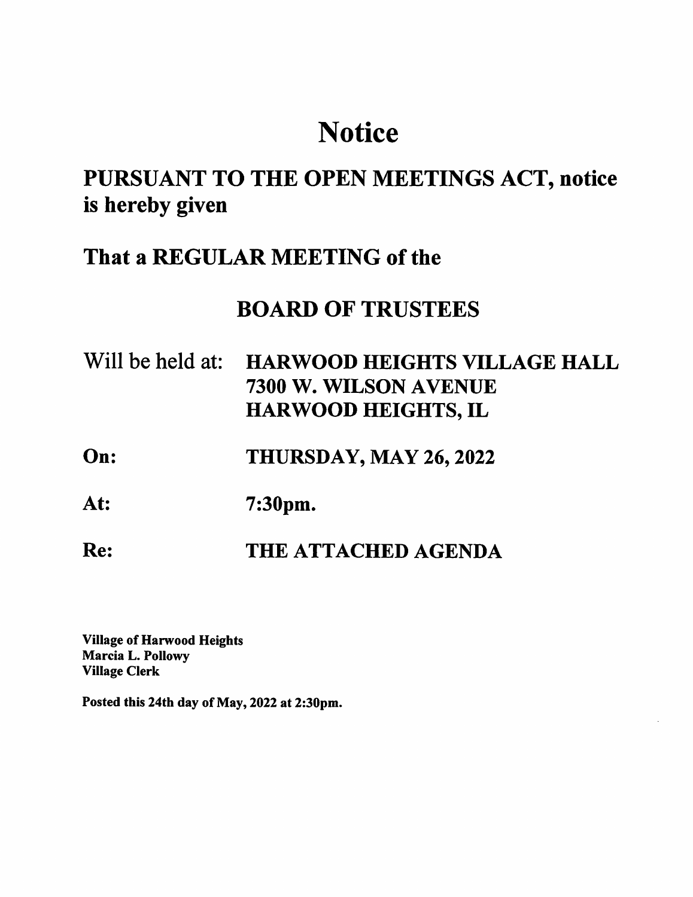# Notice

## PURSUANT TO THE OPEN MEETINGS ACT, notice is hereby given

## That a REGULAR MEETING of the

## BOARD OF TRUSTEES

Will be held at: **HARWOOD HEIGHTS VILLAGE HALL**
**7300 W. WILSON AVENUE**
**HARWOOD HEIGHTS, IL**

**On:** **THURSDAY, MAY 26, 2022**

**At:** **7:30pm.**

**Re:** **THE ATTACHED AGENDA**

**Village of Harwood Heights**
**Marcia L. Pollowy**
**Village Clerk**

**Posted this 24th day of May, 2022 at 2:30pm.**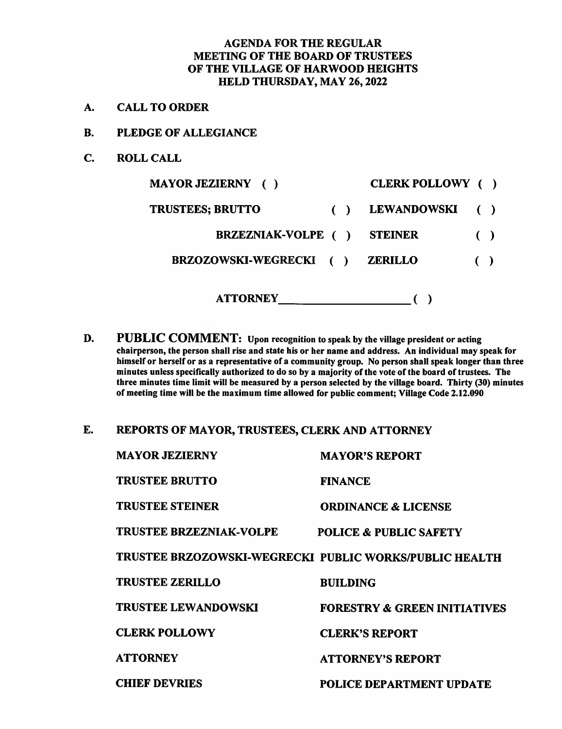# AGENDA FOR THE REGULAR MEETING OF THE BOARD OF TRUSTEES OF THE VILLAGE OF HARWOOD HEIGHTS HELD THURSDAY, MAY 26, 2022

**A. CALL TO ORDER**

**B. PLEDGE OF ALLEGIANCE**

**C. ROLL CALL**

| | | | |
|---|---|---|---|
| MAYOR JEZIERNY ( ) | | CLERK POLLOWY ( ) | |
| TRUSTEES; BRUTTO | ( ) | LEWANDOWSKI | ( ) |
| BRZEZNIAK-VOLPE | ( ) | STEINER | ( ) |
| BRZOZOWSKI-WEGRECKI | ( ) | ZERILLO | ( ) |

ATTORNEY\_\_\_\_\_\_\_\_\_\_\_\_\_\_\_\_\_\_\_\_ ( )

**D. PUBLIC COMMENT:** **Upon recognition to speak by the village president or acting chairperson, the person shall rise and state his or her name and address. An individual may speak for himself or herself or as a representative of a community group. No person shall speak longer than three minutes unless specifically authorized to do so by a majority of the vote of the board of trustees. The three minutes time limit will be measured by a person selected by the village board. Thirty (30) minutes of meeting time will be the maximum time allowed for public comment; Village Code 2.12.090**

**E. REPORTS OF MAYOR, TRUSTEES, CLERK AND ATTORNEY**

| | |
|---|---|
| MAYOR JEZIERNY | MAYOR'S REPORT |
| TRUSTEE BRUTTO | FINANCE |
| TRUSTEE STEINER | ORDINANCE & LICENSE |
| TRUSTEE BRZEZNIAK-VOLPE | POLICE & PUBLIC SAFETY |
| TRUSTEE BRZOZOWSKI-WEGRECKI | PUBLIC WORKS/PUBLIC HEALTH |
| TRUSTEE ZERILLO | BUILDING |
| TRUSTEE LEWANDOWSKI | FORESTRY & GREEN INITIATIVES |
| CLERK POLLOWY | CLERK'S REPORT |
| ATTORNEY | ATTORNEY'S REPORT |
| CHIEF DEVRIES | POLICE DEPARTMENT UPDATE |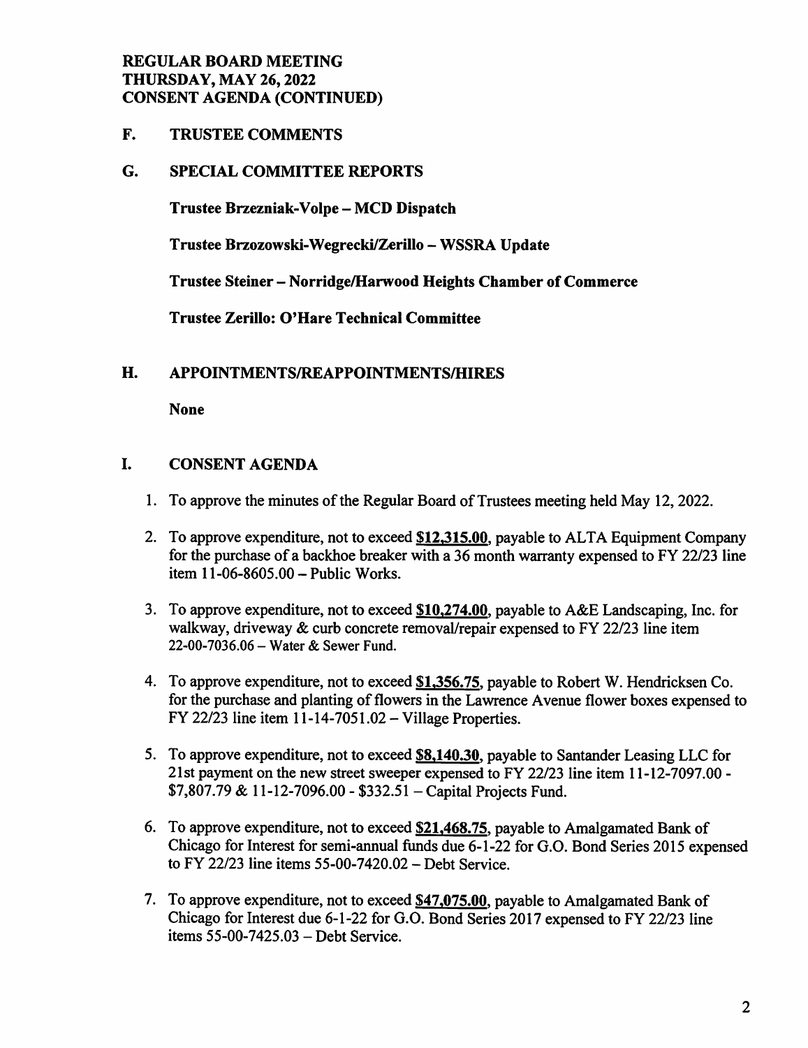**REGULAR BOARD MEETING**
**THURSDAY, MAY 26, 2022**
**CONSENT AGENDA (CONTINUED)**

## F. TRUSTEE COMMENTS

## G. SPECIAL COMMITTEE REPORTS

**Trustee Brzezniak-Volpe – MCD Dispatch**

**Trustee Brzozowski-Wegrecki/Zerillo – WSSRA Update**

**Trustee Steiner – Norridge/Harwood Heights Chamber of Commerce**

**Trustee Zerillo: O'Hare Technical Committee**

## H. APPOINTMENTS/REAPPOINTMENTS/HIRES

**None**

## I. CONSENT AGENDA

1. To approve the minutes of the Regular Board of Trustees meeting held May 12, 2022.
2. To approve expenditure, not to exceed **$12,315.00**, payable to ALTA Equipment Company for the purchase of a backhoe breaker with a 36 month warranty expensed to FY 22/23 line item 11-06-8605.00 – Public Works.
3. To approve expenditure, not to exceed **$10,274.00**, payable to A&E Landscaping, Inc. for walkway, driveway & curb concrete removal/repair expensed to FY 22/23 line item 22-00-7036.06 – Water & Sewer Fund.
4. To approve expenditure, not to exceed **$1,356.75**, payable to Robert W. Hendricksen Co. for the purchase and planting of flowers in the Lawrence Avenue flower boxes expensed to FY 22/23 line item 11-14-7051.02 – Village Properties.
5. To approve expenditure, not to exceed **$8,140.30**, payable to Santander Leasing LLC for 21st payment on the new street sweeper expensed to FY 22/23 line item 11-12-7097.00 - $7,807.79 & 11-12-7096.00 - $332.51 – Capital Projects Fund.
6. To approve expenditure, not to exceed **$21,468.75**, payable to Amalgamated Bank of Chicago for Interest for semi-annual funds due 6-1-22 for G.O. Bond Series 2015 expensed to FY 22/23 line items 55-00-7420.02 – Debt Service.
7. To approve expenditure, not to exceed **$47,075.00**, payable to Amalgamated Bank of Chicago for Interest due 6-1-22 for G.O. Bond Series 2017 expensed to FY 22/23 line items 55-00-7425.03 – Debt Service.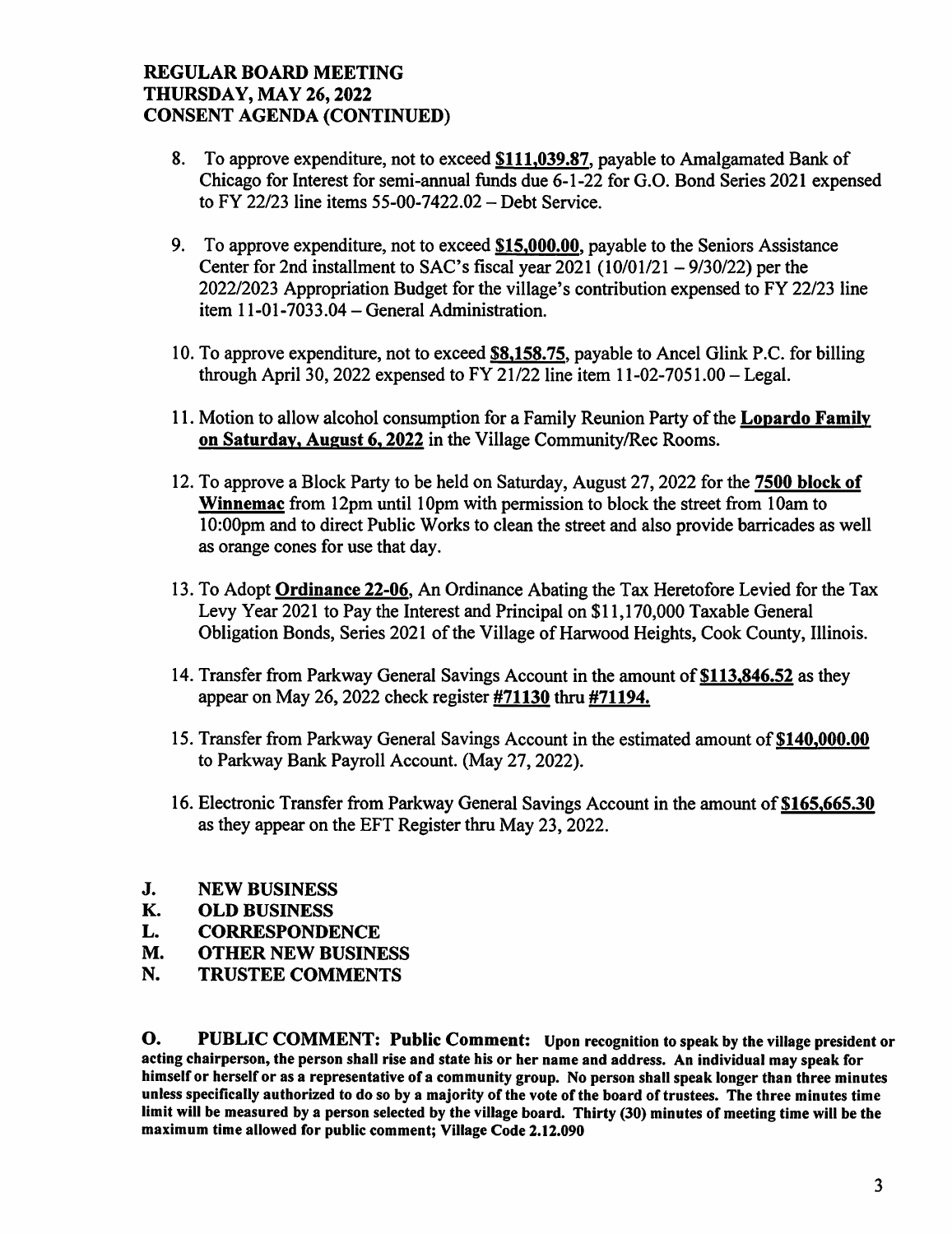**REGULAR BOARD MEETING**
**THURSDAY, MAY 26, 2022**
**CONSENT AGENDA (CONTINUED)**

8. To approve expenditure, not to exceed **$111,039.87**, payable to Amalgamated Bank of Chicago for Interest for semi-annual funds due 6-1-22 for G.O. Bond Series 2021 expensed to FY 22/23 line items 55-00-7422.02 – Debt Service.

9. To approve expenditure, not to exceed **$15,000.00**, payable to the Seniors Assistance Center for 2nd installment to SAC's fiscal year 2021 (10/01/21 – 9/30/22) per the 2022/2023 Appropriation Budget for the village's contribution expensed to FY 22/23 line item 11-01-7033.04 – General Administration.

10. To approve expenditure, not to exceed **$8,158.75**, payable to Ancel Glink P.C. for billing through April 30, 2022 expensed to FY 21/22 line item 11-02-7051.00 – Legal.

11. Motion to allow alcohol consumption for a Family Reunion Party of the **Lopardo Family on Saturday, August 6, 2022** in the Village Community/Rec Rooms.

12. To approve a Block Party to be held on Saturday, August 27, 2022 for the **7500 block of Winnemac** from 12pm until 10pm with permission to block the street from 10am to 10:00pm and to direct Public Works to clean the street and also provide barricades as well as orange cones for use that day.

13. To Adopt **Ordinance 22-06**, An Ordinance Abating the Tax Heretofore Levied for the Tax Levy Year 2021 to Pay the Interest and Principal on $11,170,000 Taxable General Obligation Bonds, Series 2021 of the Village of Harwood Heights, Cook County, Illinois.

14. Transfer from Parkway General Savings Account in the amount of **$113,846.52** as they appear on May 26, 2022 check register **#71130** thru **#71194.**

15. Transfer from Parkway General Savings Account in the estimated amount of **$140,000.00** to Parkway Bank Payroll Account. (May 27, 2022).

16. Electronic Transfer from Parkway General Savings Account in the amount of **$165,665.30** as they appear on the EFT Register thru May 23, 2022.

**J. NEW BUSINESS**
**K. OLD BUSINESS**
**L. CORRESPONDENCE**
**M. OTHER NEW BUSINESS**
**N. TRUSTEE COMMENTS**

**O. PUBLIC COMMENT: Public Comment: Upon recognition to speak by the village president or acting chairperson, the person shall rise and state his or her name and address. An individual may speak for himself or herself or as a representative of a community group. No person shall speak longer than three minutes unless specifically authorized to do so by a majority of the vote of the board of trustees. The three minutes time limit will be measured by a person selected by the village board. Thirty (30) minutes of meeting time will be the maximum time allowed for public comment; Village Code 2.12.090**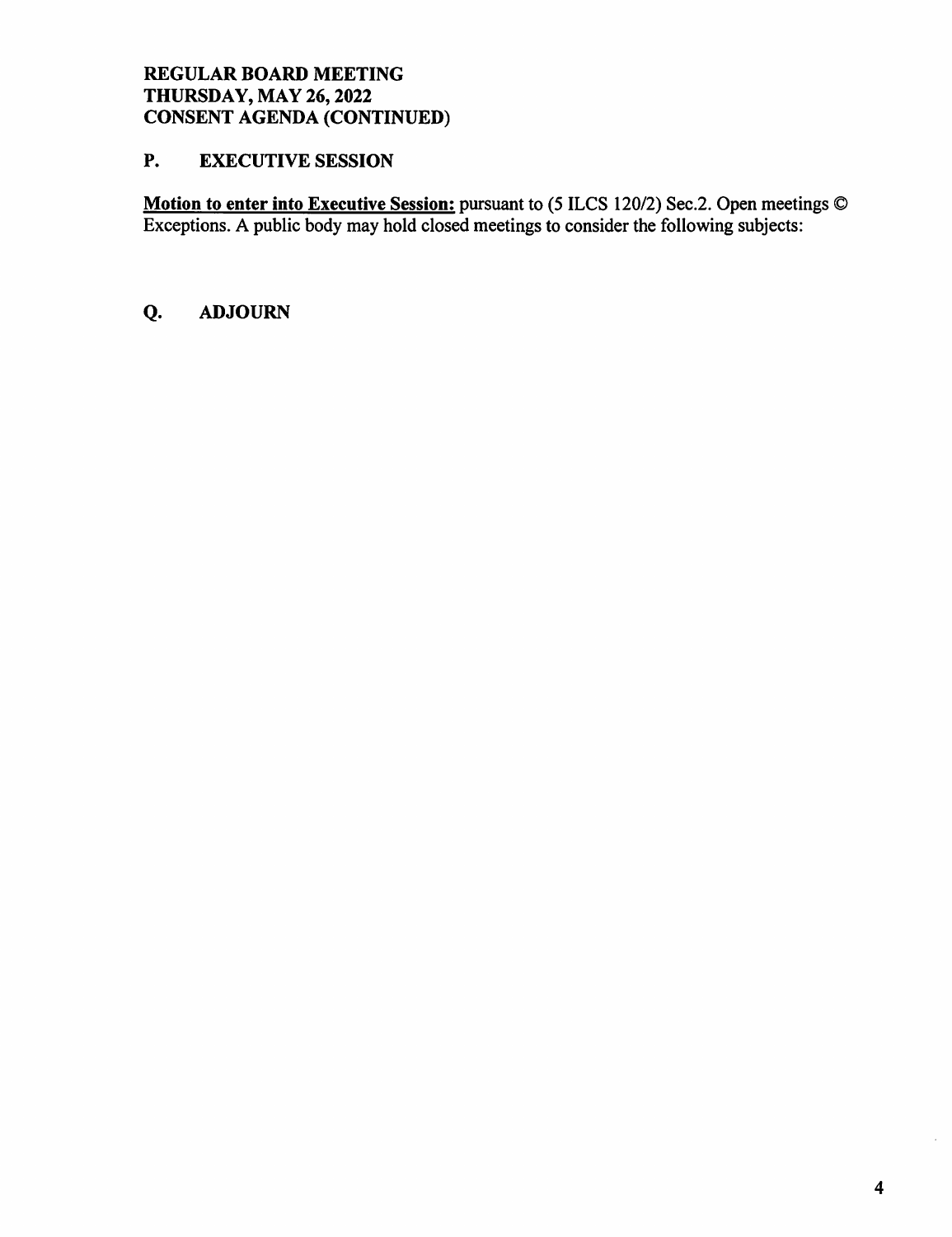**REGULAR BOARD MEETING**
**THURSDAY, MAY 26, 2022**
**CONSENT AGENDA (CONTINUED)**

## P. EXECUTIVE SESSION

**Motion to enter into Executive Session:** pursuant to (5 ILCS 120/2) Sec.2. Open meetings © Exceptions. A public body may hold closed meetings to consider the following subjects:

## Q. ADJOURN